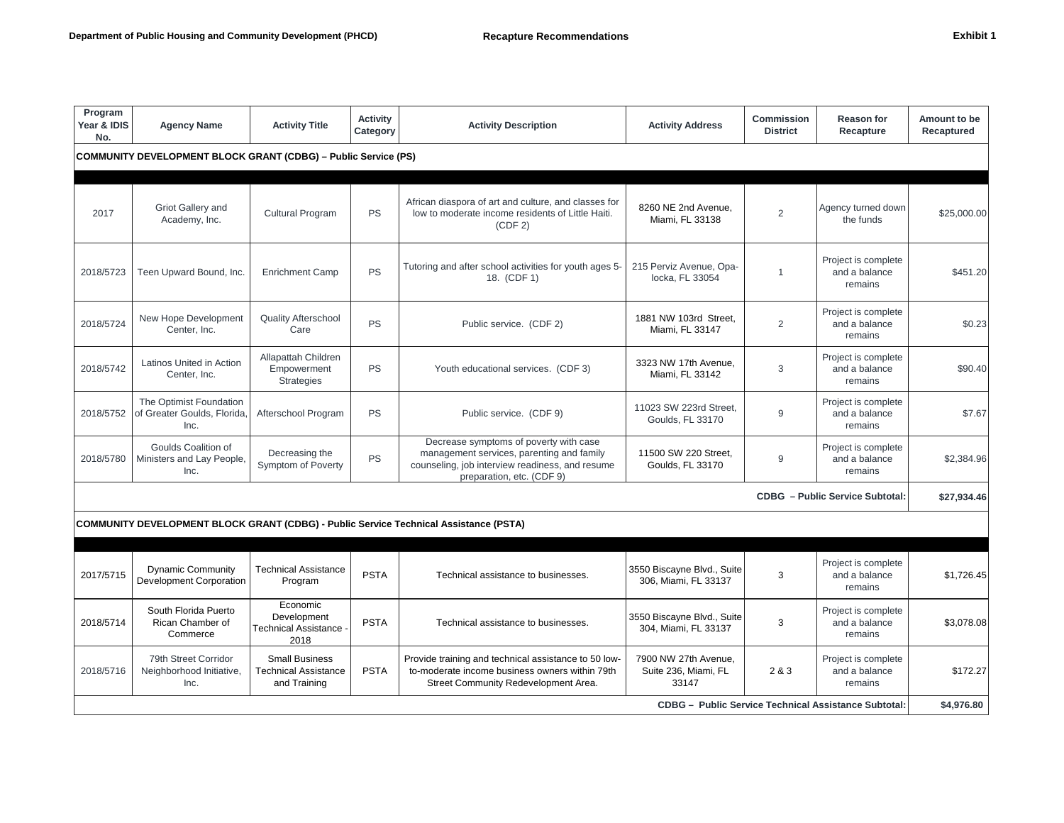Department of Public Housing and Community Development (PHCD) | Recapture Recommendations | Exhibit 1

| Program Year & IDIS No. | Agency Name | Activity Title | Activity Category | Activity Description | Activity Address | Commission District | Reason for Recapture | Amount to be Recaptured |
|---|---|---|---|---|---|---|---|---|
| **COMMUNITY DEVELOPMENT BLOCK GRANT (CDBG) – Public Service (PS)** | | | | | | | | |
| 2017 | Griot Gallery and Academy, Inc. | Cultural Program | PS | African diaspora of art and culture, and classes for low to moderate income residents of Little Haiti. (CDF 2) | 8260 NE 2nd Avenue, Miami, FL 33138 | 2 | Agency turned down the funds | $25,000.00 |
| 2018/5723 | Teen Upward Bound, Inc. | Enrichment Camp | PS | Tutoring and after school activities for youth ages 5-18. (CDF 1) | 215 Perviz Avenue, Opa-locka, FL 33054 | 1 | Project is complete and a balance remains | $451.20 |
| 2018/5724 | New Hope Development Center, Inc. | Quality Afterschool Care | PS | Public service. (CDF 2) | 1881 NW 103rd Street, Miami, FL 33147 | 2 | Project is complete and a balance remains | $0.23 |
| 2018/5742 | Latinos United in Action Center, Inc. | Allapattah Children Empowerment Strategies | PS | Youth educational services. (CDF 3) | 3323 NW 17th Avenue, Miami, FL 33142 | 3 | Project is complete and a balance remains | $90.40 |
| 2018/5752 | The Optimist Foundation of Greater Goulds, Florida, Inc. | Afterschool Program | PS | Public service. (CDF 9) | 11023 SW 223rd Street, Goulds, FL 33170 | 9 | Project is complete and a balance remains | $7.67 |
| 2018/5780 | Goulds Coalition of Ministers and Lay People, Inc. | Decreasing the Symptom of Poverty | PS | Decrease symptoms of poverty with case management services, parenting and family counseling, job interview readiness, and resume preparation, etc. (CDF 9) | 11500 SW 220 Street, Goulds, FL 33170 | 9 | Project is complete and a balance remains | $2,384.96 |
| | | | | | | | **CDBG – Public Service Subtotal:** | **$27,934.46** |
| **COMMUNITY DEVELOPMENT BLOCK GRANT (CDBG) - Public Service Technical Assistance (PSTA)** | | | | | | | | |
| 2017/5715 | Dynamic Community Development Corporation | Technical Assistance Program | PSTA | Technical assistance to businesses. | 3550 Biscayne Blvd., Suite 306, Miami, FL 33137 | 3 | Project is complete and a balance remains | $1,726.45 |
| 2018/5714 | South Florida Puerto Rican Chamber of Commerce | Economic Development Technical Assistance - 2018 | PSTA | Technical assistance to businesses. | 3550 Biscayne Blvd., Suite 304, Miami, FL 33137 | 3 | Project is complete and a balance remains | $3,078.08 |
| 2018/5716 | 79th Street Corridor Neighborhood Initiative, Inc. | Small Business Technical Assistance and Training | PSTA | Provide training and technical assistance to 50 low-to-moderate income business owners within 79th Street Community Redevelopment Area. | 7900 NW 27th Avenue, Suite 236, Miami, FL 33147 | 2 & 3 | Project is complete and a balance remains | $172.27 |
| | | | | | | | **CDBG – Public Service Technical Assistance Subtotal:** | **$4,976.80** |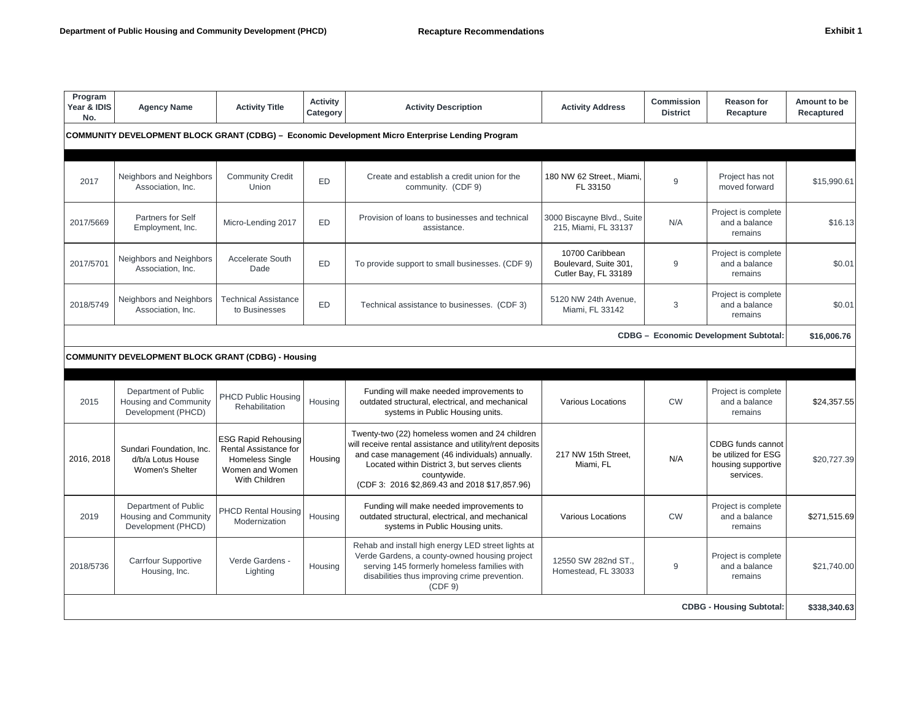**Department of Public Housing and Community Development (PHCD)** — **Recapture Recommendations** — **Exhibit 1**

| Program Year & IDIS No. | Agency Name | Activity Title | Activity Category | Activity Description | Activity Address | Commission District | Reason for Recapture | Amount to be Recaptured |
|---|---|---|---|---|---|---|---|---|
| **COMMUNITY DEVELOPMENT BLOCK GRANT (CDBG) – Economic Development Micro Enterprise Lending Program** | | | | | | | | |
| 2017 | Neighbors and Neighbors Association, Inc. | Community Credit Union | ED | Create and establish a credit union for the community. (CDF 9) | 180 NW 62 Street., Miami, FL 33150 | 9 | Project has not moved forward | $15,990.61 |
| 2017/5669 | Partners for Self Employment, Inc. | Micro-Lending 2017 | ED | Provision of loans to businesses and technical assistance. | 3000 Biscayne Blvd., Suite 215, Miami, FL 33137 | N/A | Project is complete and a balance remains | $16.13 |
| 2017/5701 | Neighbors and Neighbors Association, Inc. | Accelerate South Dade | ED | To provide support to small businesses. (CDF 9) | 10700 Caribbean Boulevard, Suite 301, Cutler Bay, FL 33189 | 9 | Project is complete and a balance remains | $0.01 |
| 2018/5749 | Neighbors and Neighbors Association, Inc. | Technical Assistance to Businesses | ED | Technical assistance to businesses. (CDF 3) | 5120 NW 24th Avenue, Miami, FL 33142 | 3 | Project is complete and a balance remains | $0.01 |
| | | | | | | | **CDBG – Economic Development Subtotal:** | **$16,006.76** |
| **COMMUNITY DEVELOPMENT BLOCK GRANT (CDBG) - Housing** | | | | | | | | |
| 2015 | Department of Public Housing and Community Development (PHCD) | PHCD Public Housing Rehabilitation | Housing | Funding will make needed improvements to outdated structural, electrical, and mechanical systems in Public Housing units. | Various Locations | CW | Project is complete and a balance remains | $24,357.55 |
| 2016, 2018 | Sundari Foundation, Inc. d/b/a Lotus House Women's Shelter | ESG Rapid Rehousing Rental Assistance for Homeless Single Women and Women With Children | Housing | Twenty-two (22) homeless women and 24 children will receive rental assistance and utility/rent deposits and case management (46 individuals) annually. Located within District 3, but serves clients countywide. (CDF 3: 2016 $2,869.43 and 2018 $17,857.96) | 217 NW 15th Street, Miami, FL | N/A | CDBG funds cannot be utilized for ESG housing supportive services. | $20,727.39 |
| 2019 | Department of Public Housing and Community Development (PHCD) | PHCD Rental Housing Modernization | Housing | Funding will make needed improvements to outdated structural, electrical, and mechanical systems in Public Housing units. | Various Locations | CW | Project is complete and a balance remains | $271,515.69 |
| 2018/5736 | Carrfour Supportive Housing, Inc. | Verde Gardens - Lighting | Housing | Rehab and install high energy LED street lights at Verde Gardens, a county-owned housing project serving 145 formerly homeless families with disabilities thus improving crime prevention. (CDF 9) | 12550 SW 282nd ST., Homestead, FL 33033 | 9 | Project is complete and a balance remains | $21,740.00 |
| | | | | | | | **CDBG - Housing Subtotal:** | **$338,340.63** |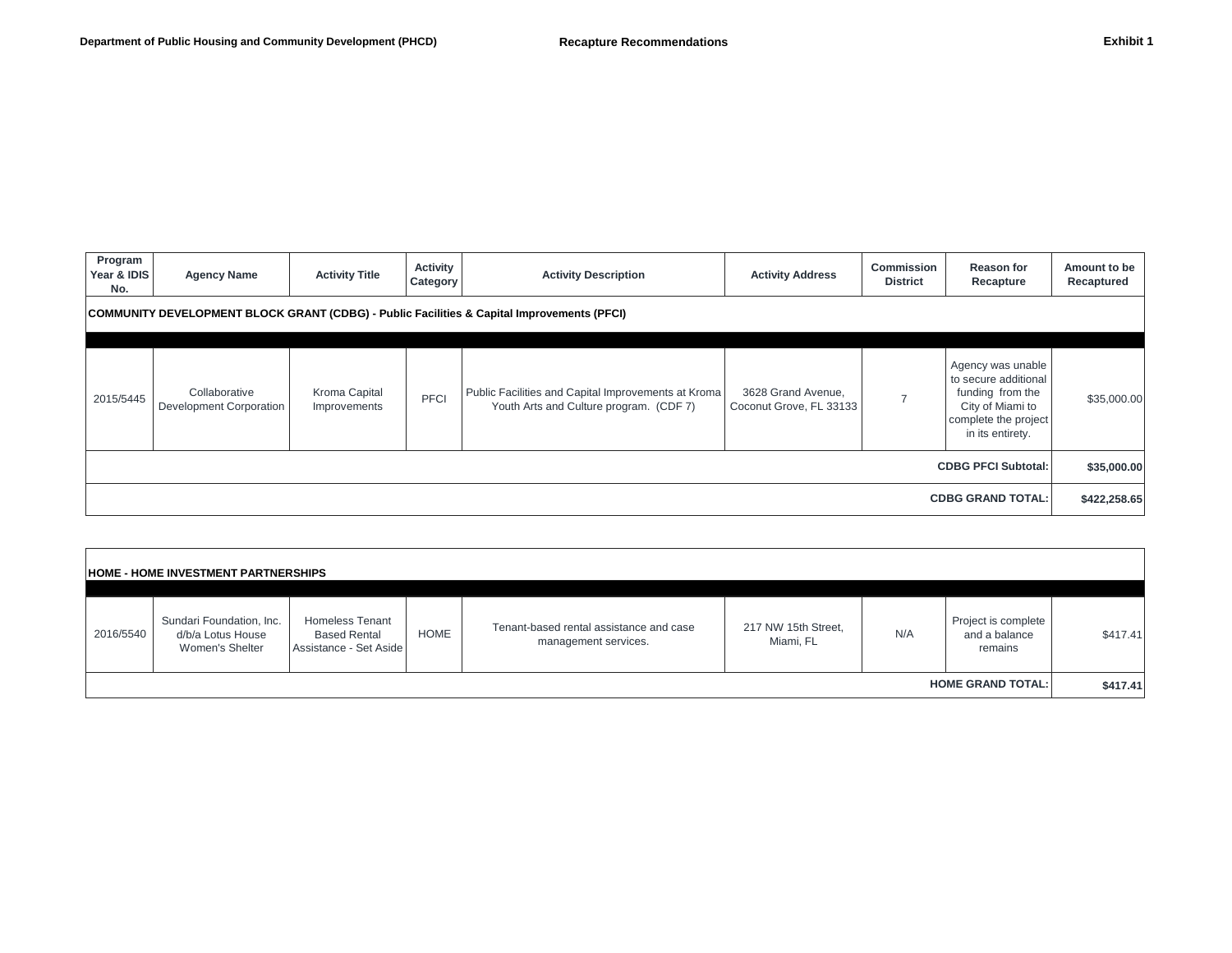| Program Year & IDIS No. | Agency Name | Activity Title | Activity Category | Activity Description | Activity Address | Commission District | Reason for Recapture | Amount to be Recaptured |
|---|---|---|---|---|---|---|---|---|
| **COMMUNITY DEVELOPMENT BLOCK GRANT (CDBG) - Public Facilities & Capital Improvements (PFCI)** | | | | | | | | |
| 2015/5445 | Collaborative Development Corporation | Kroma Capital Improvements | PFCI | Public Facilities and Capital Improvements at Kroma Youth Arts and Culture program. (CDF 7) | 3628 Grand Avenue, Coconut Grove, FL 33133 | 7 | Agency was unable to secure additional funding from the City of Miami to complete the project in its entirety. | $35,000.00 |
| | | | | | | | **CDBG PFCI Subtotal:** | **$35,000.00** |
| | | | | | | | **CDBG GRAND TOTAL:** | **$422,258.65** |

| | | | | | | | | |
|---|---|---|---|---|---|---|---|---|
| **HOME - HOME INVESTMENT PARTNERSHIPS** | | | | | | | | |
| 2016/5540 | Sundari Foundation, Inc. d/b/a Lotus House Women's Shelter | Homeless Tenant Based Rental Assistance - Set Aside | HOME | Tenant-based rental assistance and case management services. | 217 NW 15th Street, Miami, FL | N/A | Project is complete and a balance remains | $417.41 |
| | | | | | | | **HOME GRAND TOTAL:** | **$417.41** |